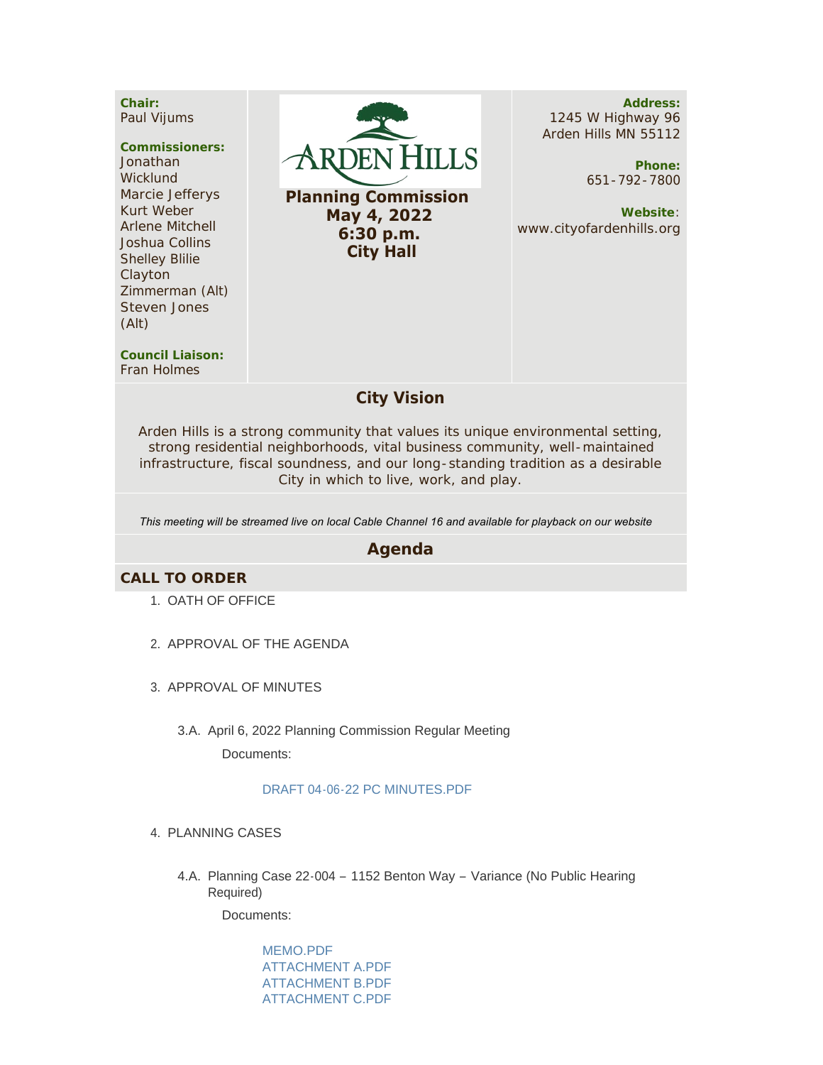**Chair:**
Paul Vijums

**Commissioners:**
Jonathan Wicklund
Marcie Jefferys
Kurt Weber
Arlene Mitchell
Joshua Collins
Shelley Blilie
Clayton Zimmerman (Alt)
Steven Jones (Alt)

**Council Liaison:**
Fran Holmes

# ARDEN HILLS

**Planning Commission**
**May 4, 2022**
**6:30 p.m.**
**City Hall**

**Address:**
1245 W Highway 96
Arden Hills MN 55112

**Phone:**
651-792-7800

**Website**:
www.cityofardenhills.org

## City Vision

Arden Hills is a strong community that values its unique environmental setting, strong residential neighborhoods, vital business community, well-maintained infrastructure, fiscal soundness, and our long-standing tradition as a desirable City in which to live, work, and play.

*This meeting will be streamed live on local Cable Channel 16 and available for playback on our website*

## Agenda

### CALL TO ORDER

1. OATH OF OFFICE

2. APPROVAL OF THE AGENDA

3. APPROVAL OF MINUTES

   3.A. April 6, 2022 Planning Commission Regular Meeting

   Documents:

   DRAFT 04-06-22 PC MINUTES.PDF

4. PLANNING CASES

   4.A. Planning Case 22-004 – 1152 Benton Way – Variance (No Public Hearing Required)

   Documents:

   MEMO.PDF
   ATTACHMENT A.PDF
   ATTACHMENT B.PDF
   ATTACHMENT C.PDF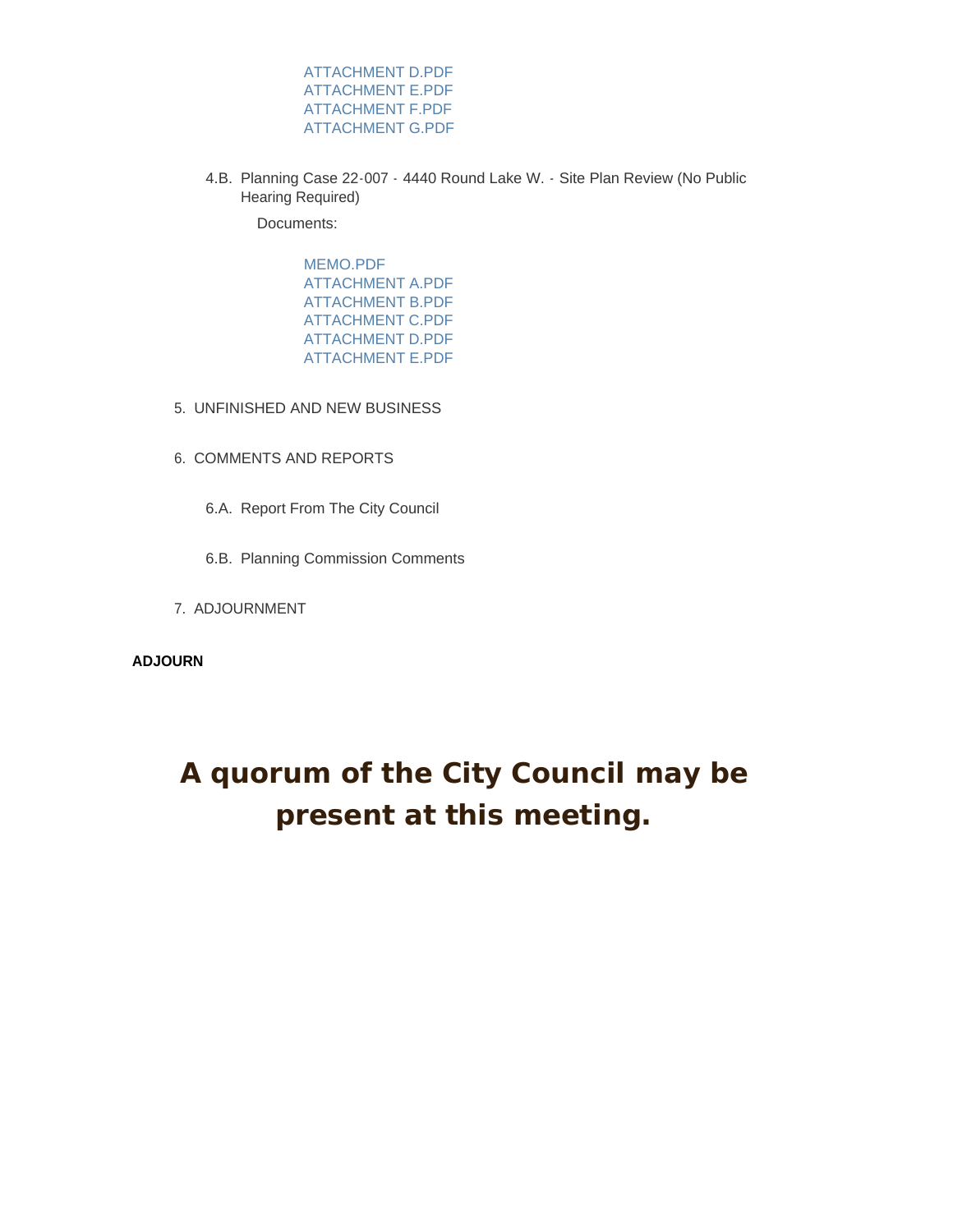ATTACHMENT D.PDF
ATTACHMENT E.PDF
ATTACHMENT F.PDF
ATTACHMENT G.PDF

4.B. Planning Case 22-007 - 4440 Round Lake W. - Site Plan Review (No Public Hearing Required)

Documents:

MEMO.PDF
ATTACHMENT A.PDF
ATTACHMENT B.PDF
ATTACHMENT C.PDF
ATTACHMENT D.PDF
ATTACHMENT E.PDF

5. UNFINISHED AND NEW BUSINESS

6. COMMENTS AND REPORTS

6.A. Report From The City Council

6.B. Planning Commission Comments

7. ADJOURNMENT

**ADJOURN**

# A quorum of the City Council may be present at this meeting.